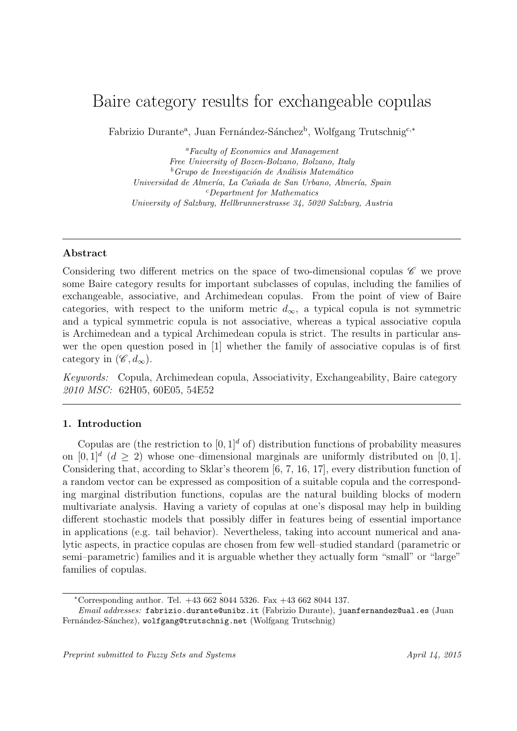# Baire category results for exchangeable copulas

Fabrizio Durante[a], Juan Fernández-Sánchez[b], Wolfgang Trutschnig[c,*]

[a] *Faculty of Economics and Management*
*Free University of Bozen-Bolzano, Bolzano, Italy*
[b] *Grupo de Investigación de Análisis Matemático*
*Universidad de Almería, La Cañada de San Urbano, Almería, Spain*
[c] *Department for Mathematics*
*University of Salzburg, Hellbrunnerstrasse 34, 5020 Salzburg, Austria*

---

**Abstract**

Considering two different metrics on the space of two-dimensional copulas $\mathscr{C}$ we prove some Baire category results for important subclasses of copulas, including the families of exchangeable, associative, and Archimedean copulas. From the point of view of Baire categories, with respect to the uniform metric $d_\infty$, a typical copula is not symmetric and a typical symmetric copula is not associative, whereas a typical associative copula is Archimedean and a typical Archimedean copula is strict. The results in particular answer the open question posed in [1] whether the family of associative copulas is of first category in $(\mathscr{C}, d_\infty)$.

*Keywords:* Copula, Archimedean copula, Associativity, Exchangeability, Baire category
*2010 MSC:* 62H05, 60E05, 54E52

---

## 1. Introduction

Copulas are (the restriction to $[0,1]^d$ of) distribution functions of probability measures on $[0,1]^d$ ($d \geq 2$) whose one–dimensional marginals are uniformly distributed on $[0,1]$. Considering that, according to Sklar's theorem [6, 7, 16, 17], every distribution function of a random vector can be expressed as composition of a suitable copula and the corresponding marginal distribution functions, copulas are the natural building blocks of modern multivariate analysis. Having a variety of copulas at one's disposal may help in building different stochastic models that possibly differ in features being of essential importance in applications (e.g. tail behavior). Nevertheless, taking into account numerical and analytic aspects, in practice copulas are chosen from few well–studied standard (parametric or semi–parametric) families and it is arguable whether they actually form "small" or "large" families of copulas.

---

*Corresponding author. Tel. +43 662 8044 5326. Fax +43 662 8044 137.
*Email addresses:* fabrizio.durante@unibz.it (Fabrizio Durante), juanfernandez@ual.es (Juan Fernández-Sánchez), wolfgang@trutschnig.net (Wolfgang Trutschnig)

*Preprint submitted to Fuzzy Sets and Systems* — *April 14, 2015*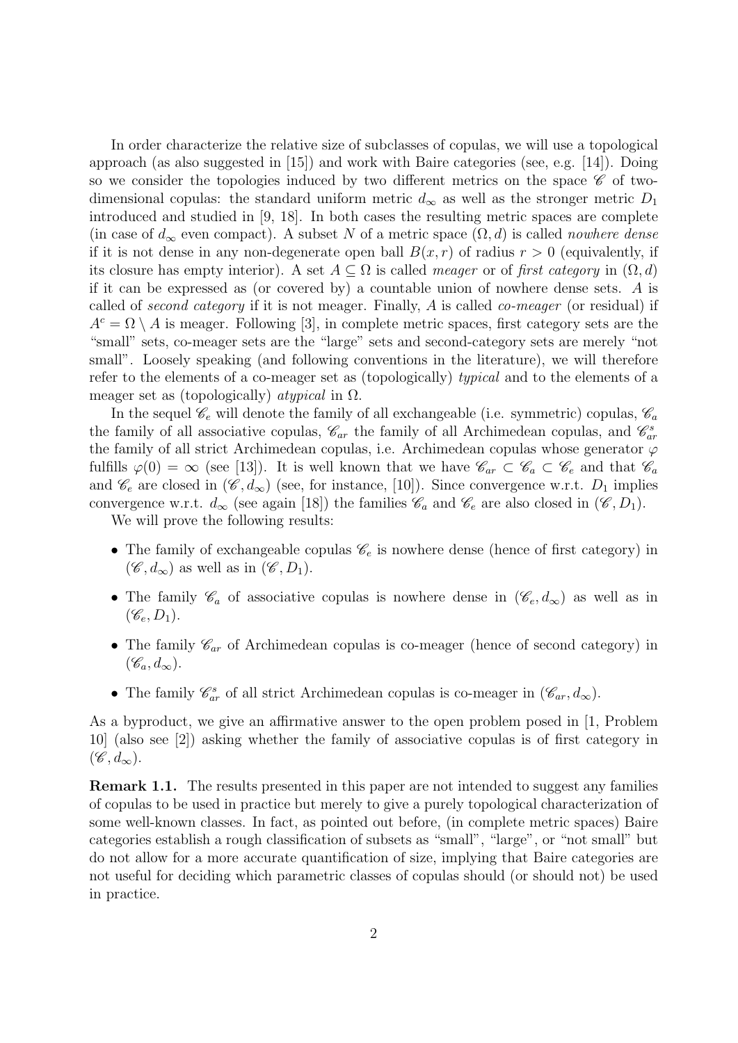In order characterize the relative size of subclasses of copulas, we will use a topological approach (as also suggested in [15]) and work with Baire categories (see, e.g. [14]). Doing so we consider the topologies induced by two different metrics on the space $\mathscr{C}$ of two-dimensional copulas: the standard uniform metric $d_\infty$ as well as the stronger metric $D_1$ introduced and studied in [9, 18]. In both cases the resulting metric spaces are complete (in case of $d_\infty$ even compact). A subset $N$ of a metric space $(\Omega, d)$ is called *nowhere dense* if it is not dense in any non-degenerate open ball $B(x, r)$ of radius $r > 0$ (equivalently, if its closure has empty interior). A set $A \subseteq \Omega$ is called *meager* or of *first category* in $(\Omega, d)$ if it can be expressed as (or covered by) a countable union of nowhere dense sets. $A$ is called of *second category* if it is not meager. Finally, $A$ is called *co-meager* (or residual) if $A^c = \Omega \setminus A$ is meager. Following [3], in complete metric spaces, first category sets are the "small" sets, co-meager sets are the "large" sets and second-category sets are merely "not small". Loosely speaking (and following conventions in the literature), we will therefore refer to the elements of a co-meager set as (topologically) *typical* and to the elements of a meager set as (topologically) *atypical* in $\Omega$.

In the sequel $\mathscr{C}_e$ will denote the family of all exchangeable (i.e. symmetric) copulas, $\mathscr{C}_a$ the family of all associative copulas, $\mathscr{C}_{ar}$ the family of all Archimedean copulas, and $\mathscr{C}_{ar}^s$ the family of all strict Archimedean copulas, i.e. Archimedean copulas whose generator $\varphi$ fulfills $\varphi(0) = \infty$ (see [13]). It is well known that we have $\mathscr{C}_{ar} \subset \mathscr{C}_a \subset \mathscr{C}_e$ and that $\mathscr{C}_a$ and $\mathscr{C}_e$ are closed in $(\mathscr{C}, d_\infty)$ (see, for instance, [10]). Since convergence w.r.t. $D_1$ implies convergence w.r.t. $d_\infty$ (see again [18]) the families $\mathscr{C}_a$ and $\mathscr{C}_e$ are also closed in $(\mathscr{C}, D_1)$.

We will prove the following results:

- The family of exchangeable copulas $\mathscr{C}_e$ is nowhere dense (hence of first category) in $(\mathscr{C}, d_\infty)$ as well as in $(\mathscr{C}, D_1)$.
- The family $\mathscr{C}_a$ of associative copulas is nowhere dense in $(\mathscr{C}_e, d_\infty)$ as well as in $(\mathscr{C}_e, D_1)$.
- The family $\mathscr{C}_{ar}$ of Archimedean copulas is co-meager (hence of second category) in $(\mathscr{C}_a, d_\infty)$.
- The family $\mathscr{C}_{ar}^s$ of all strict Archimedean copulas is co-meager in $(\mathscr{C}_{ar}, d_\infty)$.

As a byproduct, we give an affirmative answer to the open problem posed in [1, Problem 10] (also see [2]) asking whether the family of associative copulas is of first category in $(\mathscr{C}, d_\infty)$.

**Remark 1.1.** The results presented in this paper are not intended to suggest any families of copulas to be used in practice but merely to give a purely topological characterization of some well-known classes. In fact, as pointed out before, (in complete metric spaces) Baire categories establish a rough classification of subsets as "small", "large", or "not small" but do not allow for a more accurate quantification of size, implying that Baire categories are not useful for deciding which parametric classes of copulas should (or should not) be used in practice.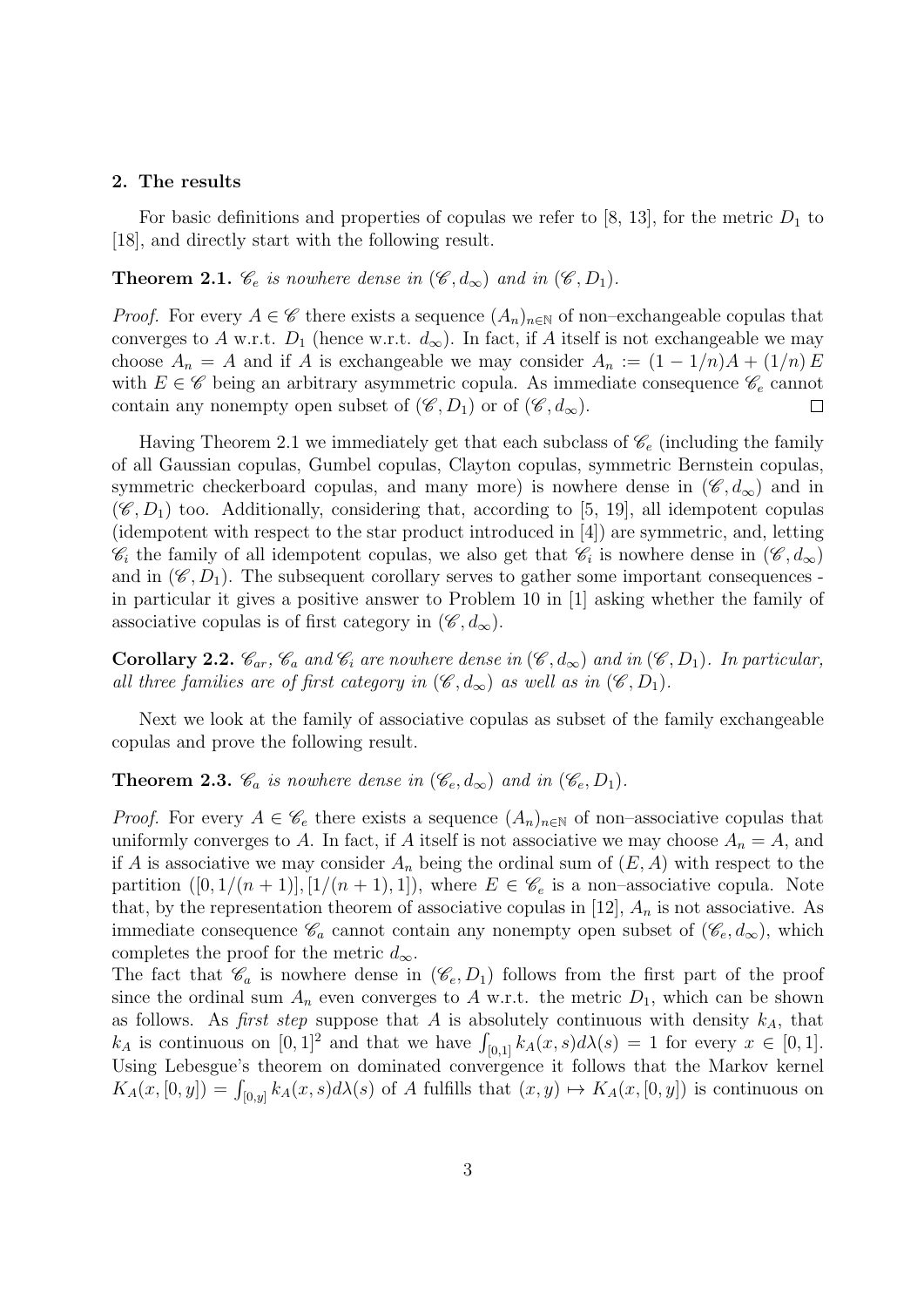## 2. The results

For basic definitions and properties of copulas we refer to [8, 13], for the metric $D_1$ to [18], and directly start with the following result.

**Theorem 2.1.** *$\mathscr{C}_e$ is nowhere dense in $(\mathscr{C}, d_\infty)$ and in $(\mathscr{C}, D_1)$.*

*Proof.* For every $A \in \mathscr{C}$ there exists a sequence $(A_n)_{n\in\mathbb{N}}$ of non–exchangeable copulas that converges to $A$ w.r.t. $D_1$ (hence w.r.t. $d_\infty$). In fact, if $A$ itself is not exchangeable we may choose $A_n = A$ and if $A$ is exchangeable we may consider $A_n := (1 - 1/n)A + (1/n)\,E$ with $E \in \mathscr{C}$ being an arbitrary asymmetric copula. As immediate consequence $\mathscr{C}_e$ cannot contain any nonempty open subset of $(\mathscr{C}, D_1)$ or of $(\mathscr{C}, d_\infty)$. $\square$

Having Theorem 2.1 we immediately get that each subclass of $\mathscr{C}_e$ (including the family of all Gaussian copulas, Gumbel copulas, Clayton copulas, symmetric Bernstein copulas, symmetric checkerboard copulas, and many more) is nowhere dense in $(\mathscr{C}, d_\infty)$ and in $(\mathscr{C}, D_1)$ too. Additionally, considering that, according to [5, 19], all idempotent copulas (idempotent with respect to the star product introduced in [4]) are symmetric, and, letting $\mathscr{C}_i$ the family of all idempotent copulas, we also get that $\mathscr{C}_i$ is nowhere dense in $(\mathscr{C}, d_\infty)$ and in $(\mathscr{C}, D_1)$. The subsequent corollary serves to gather some important consequences - in particular it gives a positive answer to Problem 10 in [1] asking whether the family of associative copulas is of first category in $(\mathscr{C}, d_\infty)$.

**Corollary 2.2.** *$\mathscr{C}_{ar}$, $\mathscr{C}_a$ and $\mathscr{C}_i$ are nowhere dense in $(\mathscr{C}, d_\infty)$ and in $(\mathscr{C}, D_1)$. In particular, all three families are of first category in $(\mathscr{C}, d_\infty)$ as well as in $(\mathscr{C}, D_1)$.*

Next we look at the family of associative copulas as subset of the family exchangeable copulas and prove the following result.

**Theorem 2.3.** *$\mathscr{C}_a$ is nowhere dense in $(\mathscr{C}_e, d_\infty)$ and in $(\mathscr{C}_e, D_1)$.*

*Proof.* For every $A \in \mathscr{C}_e$ there exists a sequence $(A_n)_{n\in\mathbb{N}}$ of non–associative copulas that uniformly converges to $A$. In fact, if $A$ itself is not associative we may choose $A_n = A$, and if $A$ is associative we may consider $A_n$ being the ordinal sum of $(E, A)$ with respect to the partition $([0, 1/(n+1)], [1/(n+1), 1])$, where $E \in \mathscr{C}_e$ is a non–associative copula. Note that, by the representation theorem of associative copulas in [12], $A_n$ is not associative. As immediate consequence $\mathscr{C}_a$ cannot contain any nonempty open subset of $(\mathscr{C}_e, d_\infty)$, which completes the proof for the metric $d_\infty$.
The fact that $\mathscr{C}_a$ is nowhere dense in $(\mathscr{C}_e, D_1)$ follows from the first part of the proof since the ordinal sum $A_n$ even converges to $A$ w.r.t. the metric $D_1$, which can be shown as follows. As *first step* suppose that $A$ is absolutely continuous with density $k_A$, that $k_A$ is continuous on $[0, 1]^2$ and that we have $\int_{[0,1]} k_A(x, s)d\lambda(s) = 1$ for every $x \in [0, 1]$. Using Lebesgue's theorem on dominated convergence it follows that the Markov kernel $K_A(x, [0, y]) = \int_{[0,y]} k_A(x, s)d\lambda(s)$ of $A$ fulfills that $(x, y) \mapsto K_A(x, [0, y])$ is continuous on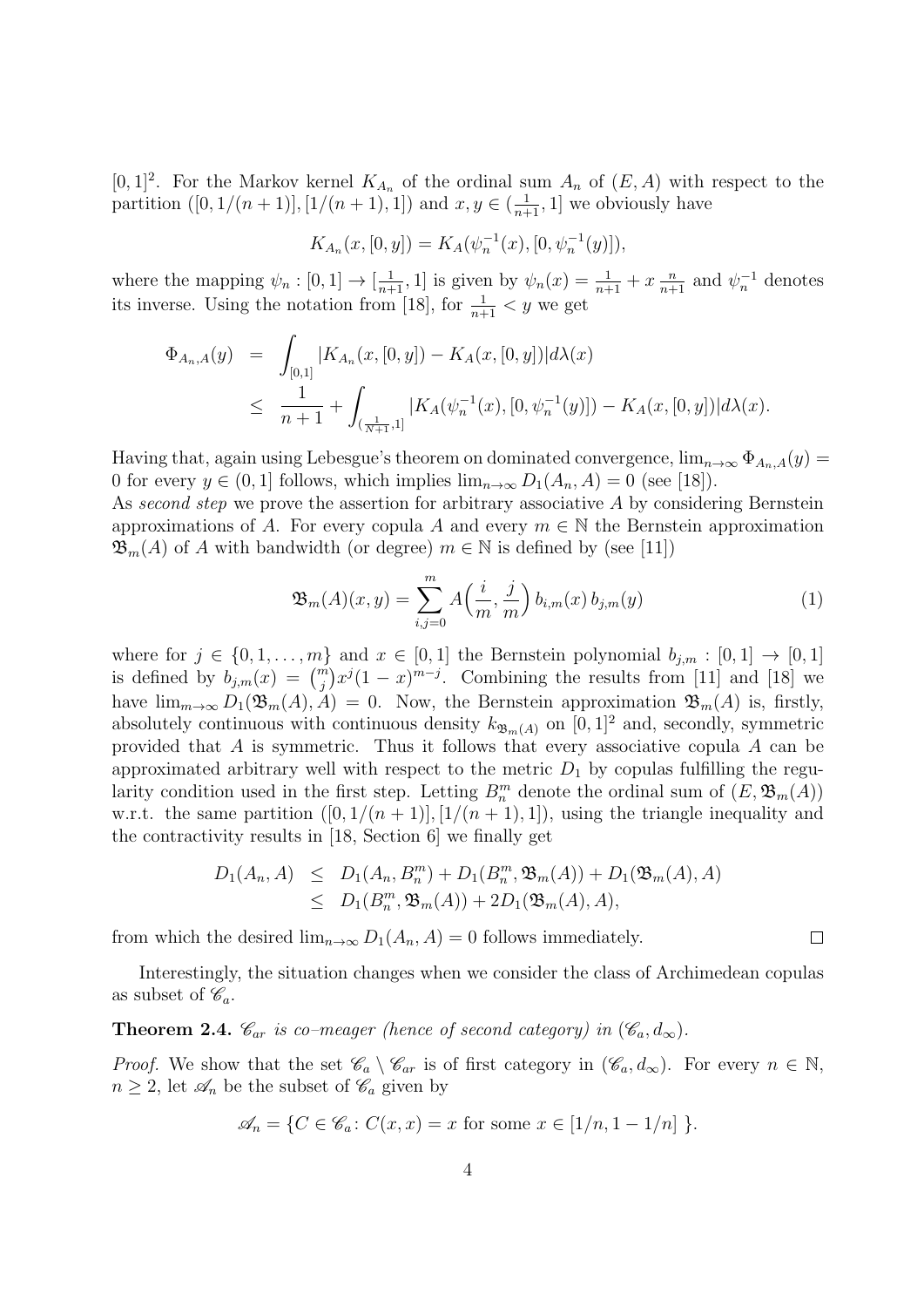$[0,1]^2$. For the Markov kernel $K_{A_n}$ of the ordinal sum $A_n$ of $(E, A)$ with respect to the partition $([0, 1/(n+1)], [1/(n+1), 1])$ and $x, y \in (\frac{1}{n+1}, 1]$ we obviously have

$$K_{A_n}(x, [0, y]) = K_A(\psi_n^{-1}(x), [0, \psi_n^{-1}(y)]),$$

where the mapping $\psi_n : [0, 1] \to [\frac{1}{n+1}, 1]$ is given by $\psi_n(x) = \frac{1}{n+1} + x\,\frac{n}{n+1}$ and $\psi_n^{-1}$ denotes its inverse. Using the notation from [18], for $\frac{1}{n+1} < y$ we get

$$\begin{aligned}
\Phi_{A_n,A}(y) &= \int_{[0,1]} |K_{A_n}(x, [0, y]) - K_A(x, [0, y])| d\lambda(x) \\
&\leq \frac{1}{n+1} + \int_{(\frac{1}{N+1},1]} |K_A(\psi_n^{-1}(x), [0, \psi_n^{-1}(y)]) - K_A(x, [0, y])| d\lambda(x).
\end{aligned}$$

Having that, again using Lebesgue's theorem on dominated convergence, $\lim_{n\to\infty} \Phi_{A_n,A}(y) = 0$ for every $y \in (0, 1]$ follows, which implies $\lim_{n\to\infty} D_1(A_n, A) = 0$ (see [18]).
As *second step* we prove the assertion for arbitrary associative $A$ by considering Bernstein approximations of $A$. For every copula $A$ and every $m \in \mathbb{N}$ the Bernstein approximation $\mathfrak{B}_m(A)$ of $A$ with bandwidth (or degree) $m \in \mathbb{N}$ is defined by (see [11])

$$\mathfrak{B}_m(A)(x, y) = \sum_{i,j=0}^{m} A\Big(\frac{i}{m}, \frac{j}{m}\Big)\, b_{i,m}(x)\, b_{j,m}(y) \tag{1}$$

where for $j \in \{0, 1, \ldots, m\}$ and $x \in [0, 1]$ the Bernstein polynomial $b_{j,m} : [0, 1] \to [0, 1]$ is defined by $b_{j,m}(x) = \binom{m}{j} x^j (1 - x)^{m-j}$. Combining the results from [11] and [18] we have $\lim_{m\to\infty} D_1(\mathfrak{B}_m(A), A) = 0$. Now, the Bernstein approximation $\mathfrak{B}_m(A)$ is, firstly, absolutely continuous with continuous density $k_{\mathfrak{B}_m(A)}$ on $[0, 1]^2$ and, secondly, symmetric provided that $A$ is symmetric. Thus it follows that every associative copula $A$ can be approximated arbitrary well with respect to the metric $D_1$ by copulas fulfilling the regularity condition used in the first step. Letting $B_n^m$ denote the ordinal sum of $(E, \mathfrak{B}_m(A))$ w.r.t. the same partition $([0, 1/(n + 1)], [1/(n + 1), 1])$, using the triangle inequality and the contractivity results in [18, Section 6] we finally get

$$\begin{aligned}
D_1(A_n, A) &\leq D_1(A_n, B_n^m) + D_1(B_n^m, \mathfrak{B}_m(A)) + D_1(\mathfrak{B}_m(A), A) \\
&\leq D_1(B_n^m, \mathfrak{B}_m(A)) + 2D_1(\mathfrak{B}_m(A), A),
\end{aligned}$$

from which the desired $\lim_{n\to\infty} D_1(A_n, A) = 0$ follows immediately. □

Interestingly, the situation changes when we consider the class of Archimedean copulas as subset of $\mathscr{C}_a$.

**Theorem 2.4.** *$\mathscr{C}_{ar}$ is co–meager (hence of second category) in $(\mathscr{C}_a, d_\infty)$.*

*Proof.* We show that the set $\mathscr{C}_a \setminus \mathscr{C}_{ar}$ is of first category in $(\mathscr{C}_a, d_\infty)$. For every $n \in \mathbb{N}$, $n \geq 2$, let $\mathscr{A}_n$ be the subset of $\mathscr{C}_a$ given by

$$\mathscr{A}_n = \{C \in \mathscr{C}_a \colon C(x, x) = x \text{ for some } x \in [1/n, 1 - 1/n]\ \}.$$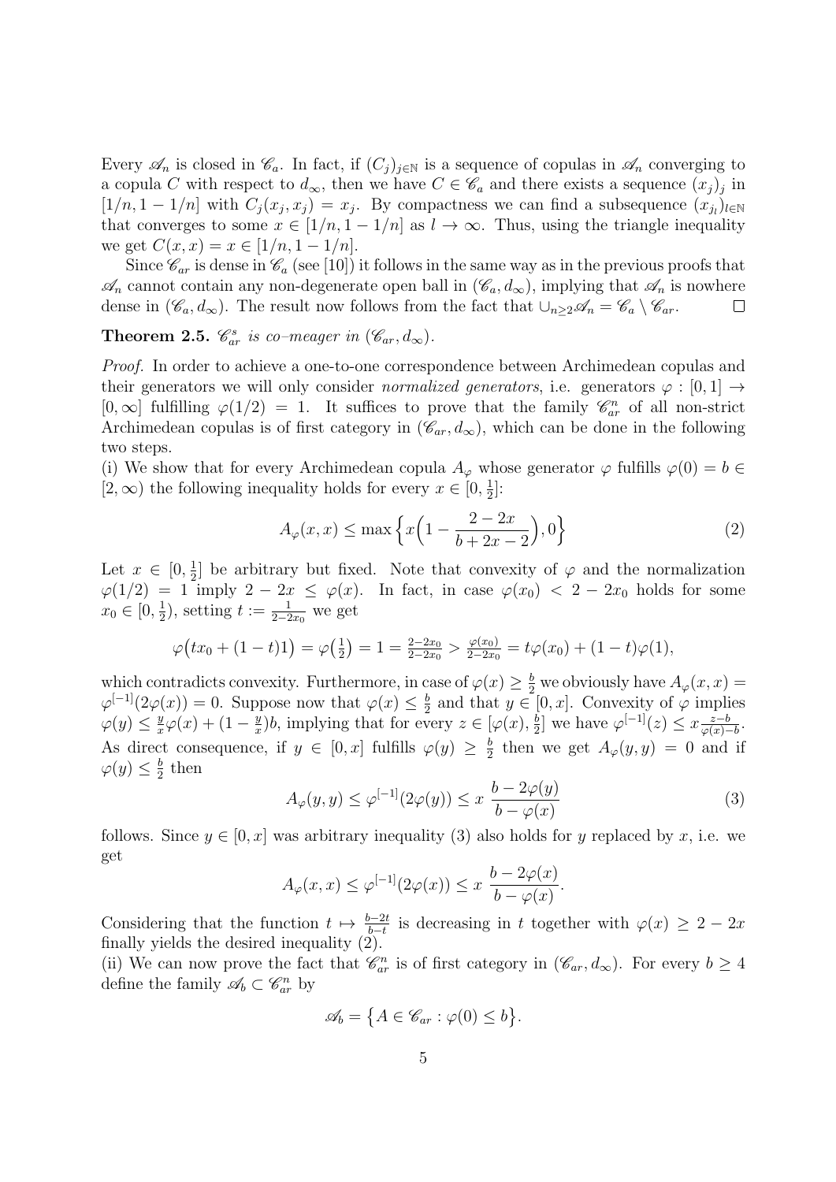Every $\mathscr{A}_n$ is closed in $\mathscr{C}_a$. In fact, if $(C_j)_{j\in\mathbb{N}}$ is a sequence of copulas in $\mathscr{A}_n$ converging to a copula $C$ with respect to $d_\infty$, then we have $C \in \mathscr{C}_a$ and there exists a sequence $(x_j)_j$ in $[1/n, 1-1/n]$ with $C_j(x_j, x_j) = x_j$. By compactness we can find a subsequence $(x_{j_l})_{l\in\mathbb{N}}$ that converges to some $x \in [1/n, 1-1/n]$ as $l \to \infty$. Thus, using the triangle inequality we get $C(x,x) = x \in [1/n, 1-1/n]$.

Since $\mathscr{C}_{ar}$ is dense in $\mathscr{C}_a$ (see [10]) it follows in the same way as in the previous proofs that $\mathscr{A}_n$ cannot contain any non-degenerate open ball in $(\mathscr{C}_a, d_\infty)$, implying that $\mathscr{A}_n$ is nowhere dense in $(\mathscr{C}_a, d_\infty)$. The result now follows from the fact that $\cup_{n\geq 2}\mathscr{A}_n = \mathscr{C}_a \setminus \mathscr{C}_{ar}$. $\square$

**Theorem 2.5.** *$\mathscr{C}_{ar}^s$ is co–meager in $(\mathscr{C}_{ar}, d_\infty)$.*

*Proof.* In order to achieve a one-to-one correspondence between Archimedean copulas and their generators we will only consider *normalized generators*, i.e. generators $\varphi : [0,1] \to [0,\infty]$ fulfilling $\varphi(1/2) = 1$. It suffices to prove that the family $\mathscr{C}_{ar}^n$ of all non-strict Archimedean copulas is of first category in $(\mathscr{C}_{ar}, d_\infty)$, which can be done in the following two steps.
(i) We show that for every Archimedean copula $A_\varphi$ whose generator $\varphi$ fulfills $\varphi(0) = b \in [2,\infty)$ the following inequality holds for every $x \in [0, \frac{1}{2}]$:

$$A_\varphi(x,x) \leq \max\Big\{x\Big(1 - \frac{2-2x}{b+2x-2}\Big), 0\Big\} \tag{2}$$

Let $x \in [0, \frac{1}{2}]$ be arbitrary but fixed. Note that convexity of $\varphi$ and the normalization $\varphi(1/2) = 1$ imply $2 - 2x \leq \varphi(x)$. In fact, in case $\varphi(x_0) < 2 - 2x_0$ holds for some $x_0 \in [0, \frac{1}{2})$, setting $t := \frac{1}{2-2x_0}$ we get

$$\varphi\big(tx_0 + (1-t)1\big) = \varphi\big(\tfrac{1}{2}\big) = 1 = \tfrac{2-2x_0}{2-2x_0} > \tfrac{\varphi(x_0)}{2-2x_0} = t\varphi(x_0) + (1-t)\varphi(1),$$

which contradicts convexity. Furthermore, in case of $\varphi(x) \geq \frac{b}{2}$ we obviously have $A_\varphi(x,x) = \varphi^{[-1]}(2\varphi(x)) = 0$. Suppose now that $\varphi(x) \leq \frac{b}{2}$ and that $y \in [0,x]$. Convexity of $\varphi$ implies $\varphi(y) \leq \frac{y}{x}\varphi(x) + (1 - \frac{y}{x})b$, implying that for every $z \in [\varphi(x), \frac{b}{2}]$ we have $\varphi^{[-1]}(z) \leq x\frac{z-b}{\varphi(x)-b}$. As direct consequence, if $y \in [0,x]$ fulfills $\varphi(y) \geq \frac{b}{2}$ then we get $A_\varphi(y,y) = 0$ and if $\varphi(y) \leq \frac{b}{2}$ then

$$A_\varphi(y,y) \leq \varphi^{[-1]}(2\varphi(y)) \leq x\ \frac{b - 2\varphi(y)}{b - \varphi(x)} \tag{3}$$

follows. Since $y \in [0,x]$ was arbitrary inequality (3) also holds for $y$ replaced by $x$, i.e. we get

$$A_\varphi(x,x) \leq \varphi^{[-1]}(2\varphi(x)) \leq x\ \frac{b - 2\varphi(x)}{b - \varphi(x)}.$$

Considering that the function $t \mapsto \frac{b-2t}{b-t}$ is decreasing in $t$ together with $\varphi(x) \geq 2 - 2x$ finally yields the desired inequality (2).
(ii) We can now prove the fact that $\mathscr{C}_{ar}^n$ is of first category in $(\mathscr{C}_{ar}, d_\infty)$. For every $b \geq 4$ define the family $\mathscr{A}_b \subset \mathscr{C}_{ar}^n$ by

$$\mathscr{A}_b = \big\{A \in \mathscr{C}_{ar} : \varphi(0) \leq b\big\}.$$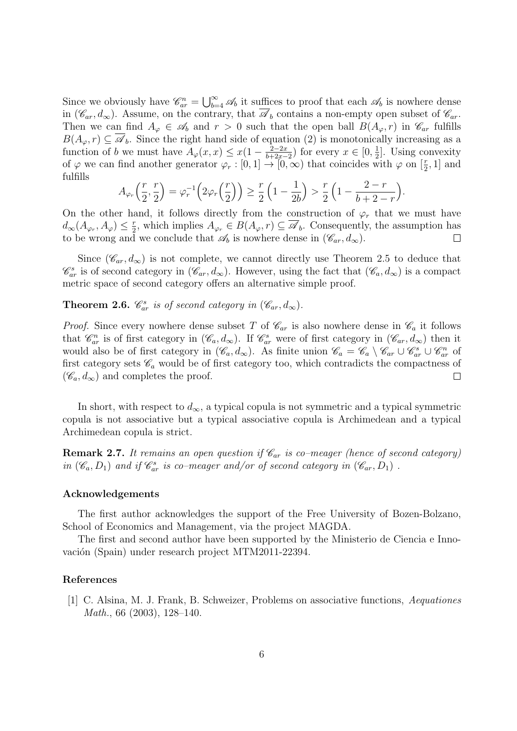Since we obviously have $\mathscr{C}_{ar}^n = \bigcup_{b=4}^{\infty} \mathscr{A}_b$ it suffices to proof that each $\mathscr{A}_b$ is nowhere dense in $(\mathscr{C}_{ar}, d_\infty)$. Assume, on the contrary, that $\overline{\mathscr{A}}_b$ contains a non-empty open subset of $\mathscr{C}_{ar}$. Then we can find $A_\varphi \in \mathscr{A}_b$ and $r > 0$ such that the open ball $B(A_\varphi, r)$ in $\mathscr{C}_{ar}$ fulfills $B(A_\varphi, r) \subseteq \overline{\mathscr{A}}_b$. Since the right hand side of equation (2) is monotonically increasing as a function of $b$ we must have $A_\varphi(x, x) \leq x(1 - \frac{2-2x}{b+2x-2})$ for every $x \in [0, \frac{1}{2}]$. Using convexity of $\varphi$ we can find another generator $\varphi_r : [0, 1] \to [0, \infty)$ that coincides with $\varphi$ on $[\frac{r}{2}, 1]$ and fulfills

$$A_{\varphi_r}\Big(\frac{r}{2}, \frac{r}{2}\Big) = \varphi_r^{-1}\Big(2\varphi_r\Big(\frac{r}{2}\Big)\Big) \geq \frac{r}{2}\Big(1 - \frac{1}{2b}\Big) > \frac{r}{2}\Big(1 - \frac{2-r}{b+2-r}\Big).$$

On the other hand, it follows directly from the construction of $\varphi_r$ that we must have $d_\infty(A_{\varphi_r}, A_\varphi) \leq \frac{r}{2}$, which implies $A_{\varphi_r} \in B(A_\varphi, r) \subseteq \overline{\mathscr{A}}_b$. Consequently, the assumption has to be wrong and we conclude that $\mathscr{A}_b$ is nowhere dense in $(\mathscr{C}_{ar}, d_\infty)$. $\square$

Since $(\mathscr{C}_{ar}, d_\infty)$ is not complete, we cannot directly use Theorem 2.5 to deduce that $\mathscr{C}_{ar}^s$ is of second category in $(\mathscr{C}_{ar}, d_\infty)$. However, using the fact that $(\mathscr{C}_a, d_\infty)$ is a compact metric space of second category offers an alternative simple proof.

**Theorem 2.6.** *$\mathscr{C}_{ar}^s$ is of second category in $(\mathscr{C}_{ar}, d_\infty)$.*

*Proof.* Since every nowhere dense subset $T$ of $\mathscr{C}_{ar}$ is also nowhere dense in $\mathscr{C}_a$ it follows that $\mathscr{C}_{ar}^n$ is of first category in $(\mathscr{C}_a, d_\infty)$. If $\mathscr{C}_{ar}^s$ were of first category in $(\mathscr{C}_{ar}, d_\infty)$ then it would also be of first category in $(\mathscr{C}_a, d_\infty)$. As finite union $\mathscr{C}_a = \mathscr{C}_a \setminus \mathscr{C}_{ar} \cup \mathscr{C}_{ar}^s \cup \mathscr{C}_{ar}^n$ of first category sets $\mathscr{C}_a$ would be of first category too, which contradicts the compactness of $(\mathscr{C}_a, d_\infty)$ and completes the proof. $\square$

In short, with respect to $d_\infty$, a typical copula is not symmetric and a typical symmetric copula is not associative but a typical associative copula is Archimedean and a typical Archimedean copula is strict.

**Remark 2.7.** *It remains an open question if $\mathscr{C}_{ar}$ is co–meager (hence of second category) in $(\mathscr{C}_a, D_1)$ and if $\mathscr{C}_{ar}^s$ is co–meager and/or of second category in $(\mathscr{C}_{ar}, D_1)$ .*

## Acknowledgements

The first author acknowledges the support of the Free University of Bozen-Bolzano, School of Economics and Management, via the project MAGDA.

The first and second author have been supported by the Ministerio de Ciencia e Innovación (Spain) under research project MTM2011-22394.

## References

[1] C. Alsina, M. J. Frank, B. Schweizer, Problems on associative functions, *Aequationes Math.*, 66 (2003), 128–140.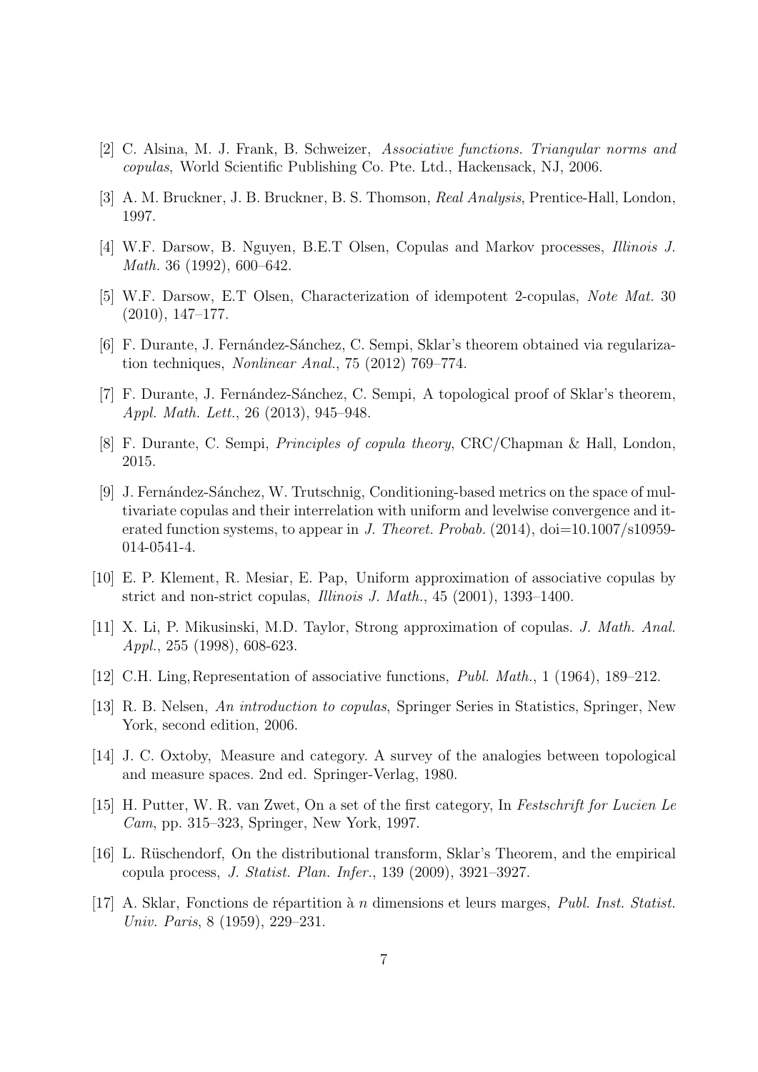[2] C. Alsina, M. J. Frank, B. Schweizer, *Associative functions. Triangular norms and copulas*, World Scientific Publishing Co. Pte. Ltd., Hackensack, NJ, 2006.

[3] A. M. Bruckner, J. B. Bruckner, B. S. Thomson, *Real Analysis*, Prentice-Hall, London, 1997.

[4] W.F. Darsow, B. Nguyen, B.E.T Olsen, Copulas and Markov processes, *Illinois J. Math.* 36 (1992), 600–642.

[5] W.F. Darsow, E.T Olsen, Characterization of idempotent 2-copulas, *Note Mat.* 30 (2010), 147–177.

[6] F. Durante, J. Fernández-Sánchez, C. Sempi, Sklar's theorem obtained via regularization techniques, *Nonlinear Anal.*, 75 (2012) 769–774.

[7] F. Durante, J. Fernández-Sánchez, C. Sempi, A topological proof of Sklar's theorem, *Appl. Math. Lett.*, 26 (2013), 945–948.

[8] F. Durante, C. Sempi, *Principles of copula theory*, CRC/Chapman & Hall, London, 2015.

[9] J. Fernández-Sánchez, W. Trutschnig, Conditioning-based metrics on the space of multivariate copulas and their interrelation with uniform and levelwise convergence and iterated function systems, to appear in *J. Theoret. Probab.* (2014), doi=10.1007/s10959-014-0541-4.

[10] E. P. Klement, R. Mesiar, E. Pap, Uniform approximation of associative copulas by strict and non-strict copulas, *Illinois J. Math.*, 45 (2001), 1393–1400.

[11] X. Li, P. Mikusinski, M.D. Taylor, Strong approximation of copulas. *J. Math. Anal. Appl.*, 255 (1998), 608-623.

[12] C.H. Ling, Representation of associative functions, *Publ. Math.*, 1 (1964), 189–212.

[13] R. B. Nelsen, *An introduction to copulas*, Springer Series in Statistics, Springer, New York, second edition, 2006.

[14] J. C. Oxtoby, Measure and category. A survey of the analogies between topological and measure spaces. 2nd ed. Springer-Verlag, 1980.

[15] H. Putter, W. R. van Zwet, On a set of the first category, In *Festschrift for Lucien Le Cam*, pp. 315–323, Springer, New York, 1997.

[16] L. Rüschendorf, On the distributional transform, Sklar's Theorem, and the empirical copula process, *J. Statist. Plan. Infer.*, 139 (2009), 3921–3927.

[17] A. Sklar, Fonctions de répartition à $n$ dimensions et leurs marges, *Publ. Inst. Statist. Univ. Paris*, 8 (1959), 229–231.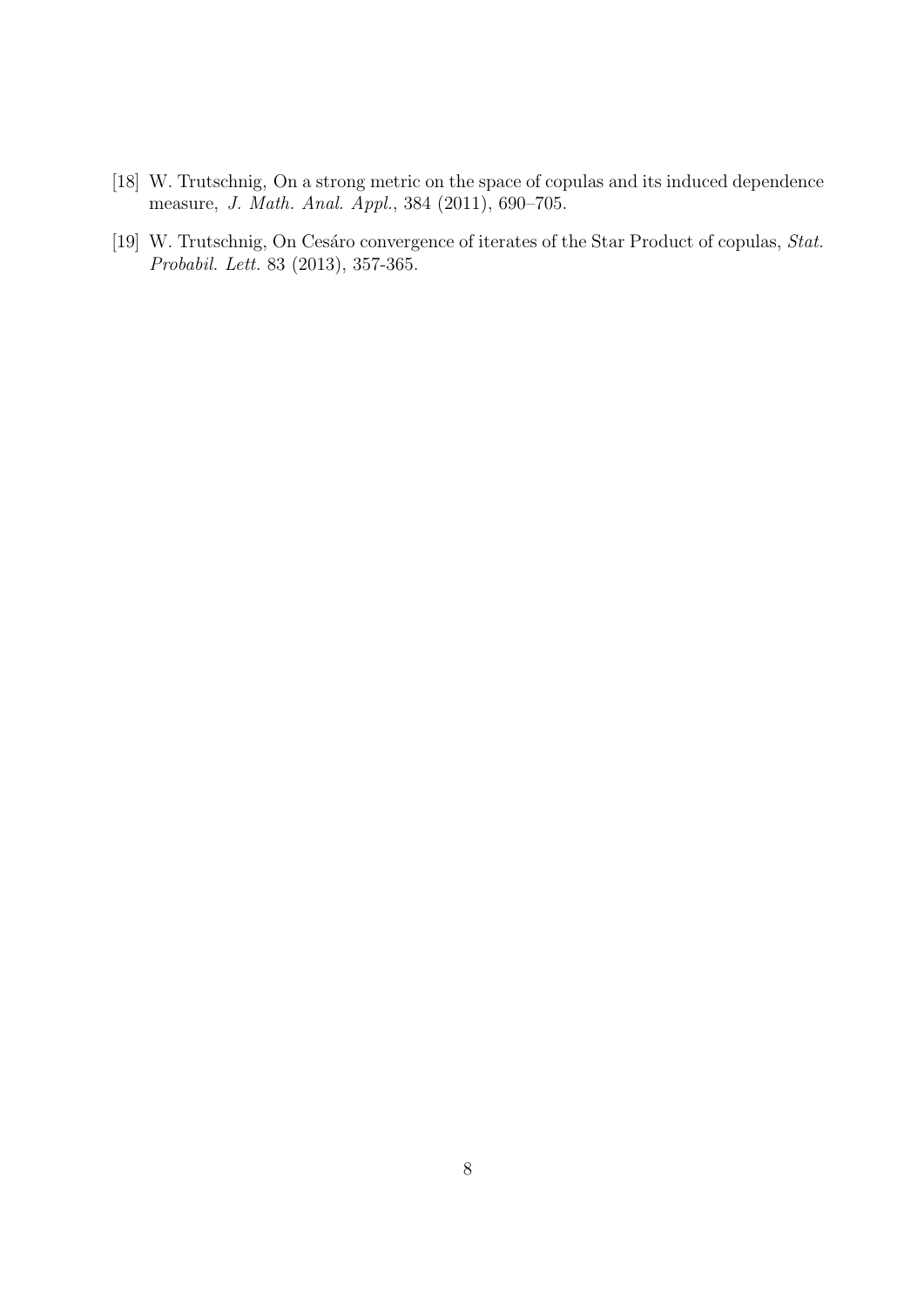[18] W. Trutschnig, On a strong metric on the space of copulas and its induced dependence measure, *J. Math. Anal. Appl.*, 384 (2011), 690–705.

[19] W. Trutschnig, On Cesáro convergence of iterates of the Star Product of copulas, *Stat. Probabil. Lett.* 83 (2013), 357-365.